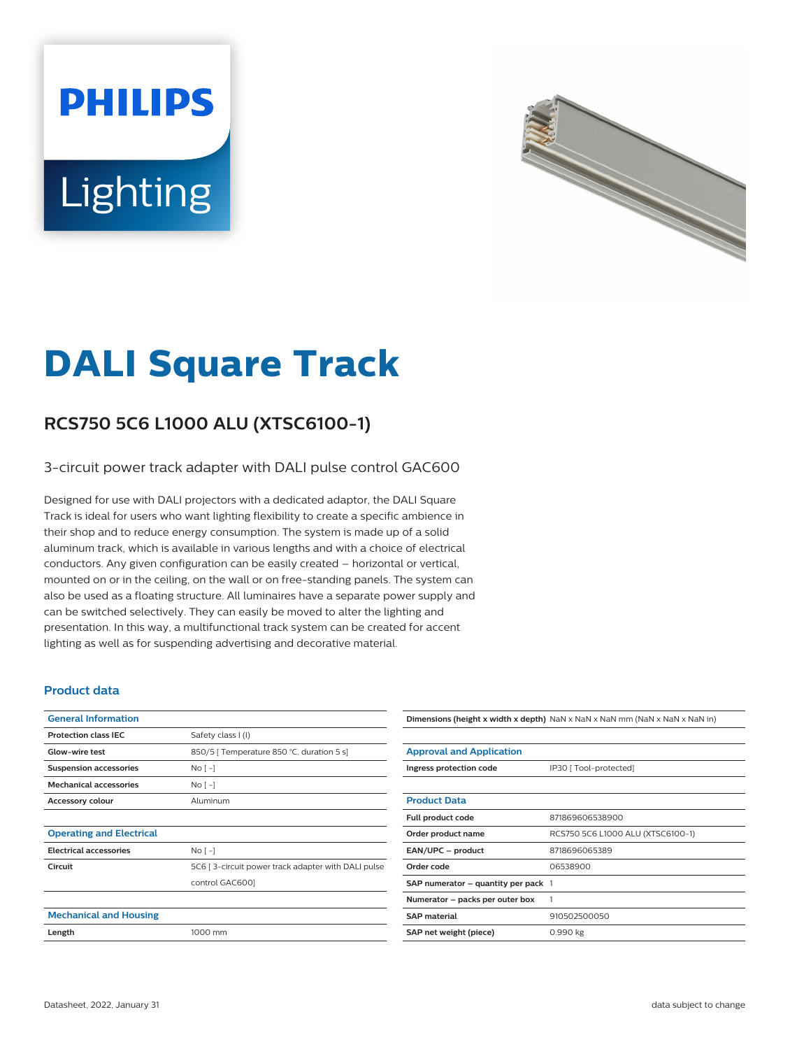# DALI Square Track

## RCS750 5C6 L1000 ALU (XTSC6100-1)

3-circuit power track adapter with DALI pulse control GAC600

Designed for use with DALI projectors with a dedicated adaptor, the DALI Square Track is ideal for users who want lighting flexibility to create a specific ambience in their shop and to reduce energy consumption. The system is made up of a solid aluminum track, which is available in various lengths and with a choice of electrical conductors. Any given configuration can be easily created – horizontal or vertical, mounted on or in the ceiling, on the wall or on free-standing panels. The system can also be used as a floating structure. All luminaires have a separate power supply and can be switched selectively. They can easily be moved to alter the lighting and presentation. In this way, a multifunctional track system can be created for accent lighting as well as for suspending advertising and decorative material.

### Product data

| General Information | |
|---|---|
| **Protection class IEC** | Safety class I (I) |
| **Glow-wire test** | 850/5 [ Temperature 850 °C, duration 5 s] |
| **Suspension accessories** | No [ -] |
| **Mechanical accessories** | No [ -] |
| **Accessory colour** | Aluminum |

| Operating and Electrical | |
|---|---|
| **Electrical accessories** | No [ -] |
| **Circuit** | 5C6 [ 3-circuit power track adapter with DALI pulse control GAC600] |

| Mechanical and Housing | |
|---|---|
| **Length** | 1000 mm |
| **Dimensions (height x width x depth)** | NaN x NaN x NaN mm (NaN x NaN x NaN in) |

| Approval and Application | |
|---|---|
| **Ingress protection code** | IP30 [ Tool-protected] |

| Product Data | |
|---|---|
| **Full product code** | 871869606538900 |
| **Order product name** | RCS750 5C6 L1000 ALU (XTSC6100-1) |
| **EAN/UPC – product** | 8718696065389 |
| **Order code** | 06538900 |
| **SAP numerator – quantity per pack** | 1 |
| **Numerator – packs per outer box** | 1 |
| **SAP material** | 910502500050 |
| **SAP net weight (piece)** | 0.990 kg |

Datasheet, 2022, January 31 — data subject to change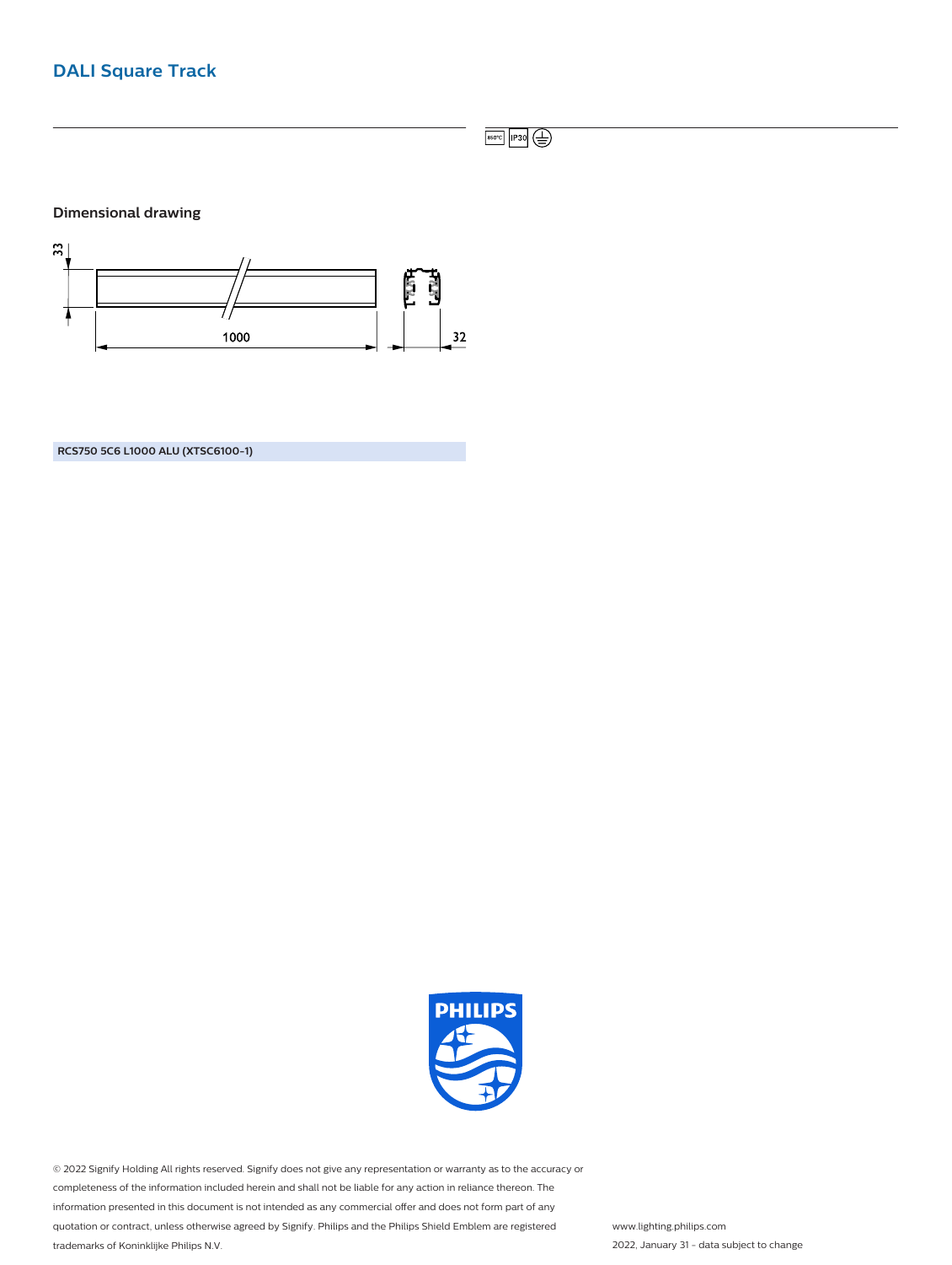# DALI Square Track

850°C IP30

## Dimensional drawing

33

1000

32

**RCS750 5C6 L1000 ALU (XTSC6100-1)**

© 2022 Signify Holding All rights reserved. Signify does not give any representation or warranty as to the accuracy or completeness of the information included herein and shall not be liable for any action in reliance thereon. The information presented in this document is not intended as any commercial offer and does not form part of any quotation or contract, unless otherwise agreed by Signify. Philips and the Philips Shield Emblem are registered trademarks of Koninklijke Philips N.V.

www.lighting.philips.com

2022, January 31 - data subject to change